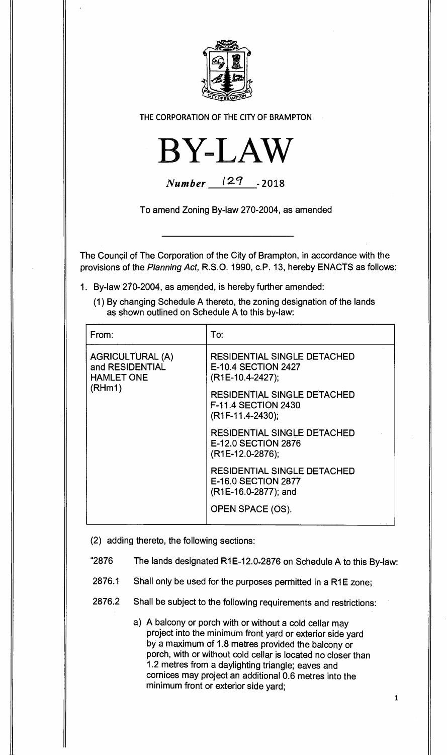THE CORPORATION OF THE CITY OF BRAMPTON

# BY-LAW

*Number* 129 - 2018

To amend Zoning By-law 270-2004, as amended

The Council of The Corporation of the City of Brampton, in accordance with the provisions of the *Planning Act,* R.S.O. 1990, c.P. 13, hereby ENACTS as follows:

1. By-law 270-2004, as amended, is hereby further amended:

   (1) By changing Schedule A thereto, the zoning designation of the lands as shown outlined on Schedule A to this by-law:

| From: | To: |
|---|---|
| AGRICULTURAL (A) and RESIDENTIAL HAMLET ONE (RHm1) | RESIDENTIAL SINGLE DETACHED E-10.4 SECTION 2427 (R1E-10.4-2427);<br><br>RESIDENTIAL SINGLE DETACHED F-11.4 SECTION 2430 (R1F-11.4-2430);<br><br>RESIDENTIAL SINGLE DETACHED E-12.0 SECTION 2876 (R1E-12.0-2876);<br><br>RESIDENTIAL SINGLE DETACHED E-16.0 SECTION 2877 (R1E-16.0-2877); and<br><br>OPEN SPACE (OS). |

   (2) adding thereto, the following sections:

"2876 The lands designated R1E-12.0-2876 on Schedule A to this By-law:

2876.1 Shall only be used for the purposes permitted in a R1E zone;

2876.2 Shall be subject to the following requirements and restrictions:

a) A balcony or porch with or without a cold cellar may project into the minimum front yard or exterior side yard by a maximum of 1.8 metres provided the balcony or porch, with or without cold cellar is located no closer than 1.2 metres from a daylighting triangle; eaves and cornices may project an additional 0.6 metres into the minimum front or exterior side yard;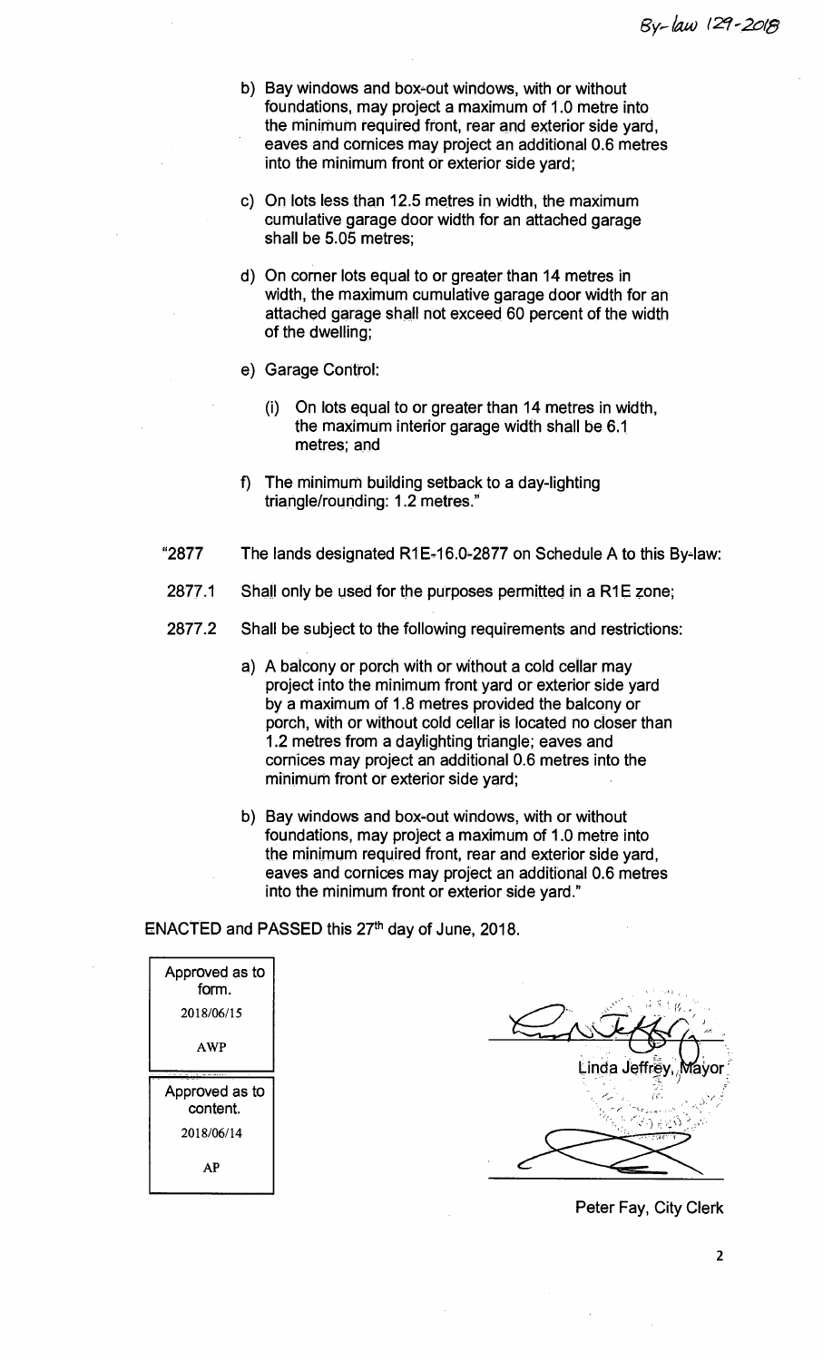By-law 129-2018

b) Bay windows and box-out windows, with or without foundations, may project a maximum of 1.0 metre into the minimum required front, rear and exterior side yard, eaves and cornices may project an additional 0.6 metres into the minimum front or exterior side yard;

c) On lots less than 12.5 metres in width, the maximum cumulative garage door width for an attached garage shall be 5.05 metres;

d) On corner lots equal to or greater than 14 metres in width, the maximum cumulative garage door width for an attached garage shall not exceed 60 percent of the width of the dwelling;

e) Garage Control:

   (i) On lots equal to or greater than 14 metres in width, the maximum interior garage width shall be 6.1 metres; and

f) The minimum building setback to a day-lighting triangle/rounding: 1.2 metres."

"2877 The lands designated R1E-16.0-2877 on Schedule A to this By-law:

2877.1 Shall only be used for the purposes permitted in a R1E zone;

2877.2 Shall be subject to the following requirements and restrictions:

a) A balcony or porch with or without a cold cellar may project into the minimum front yard or exterior side yard by a maximum of 1.8 metres provided the balcony or porch, with or without cold cellar is located no closer than 1.2 metres from a daylighting triangle; eaves and cornices may project an additional 0.6 metres into the minimum front or exterior side yard;

b) Bay windows and box-out windows, with or without foundations, may project a maximum of 1.0 metre into the minimum required front, rear and exterior side yard, eaves and cornices may project an additional 0.6 metres into the minimum front or exterior side yard."

ENACTED and PASSED this 27th day of June, 2018.

| Approved as to form. |
|---|
| 2018/06/15 |
| AWP |

| Approved as to content. |
|---|
| 2018/06/14 |
| AP |

Linda Jeffrey, Mayor

Peter Fay, City Clerk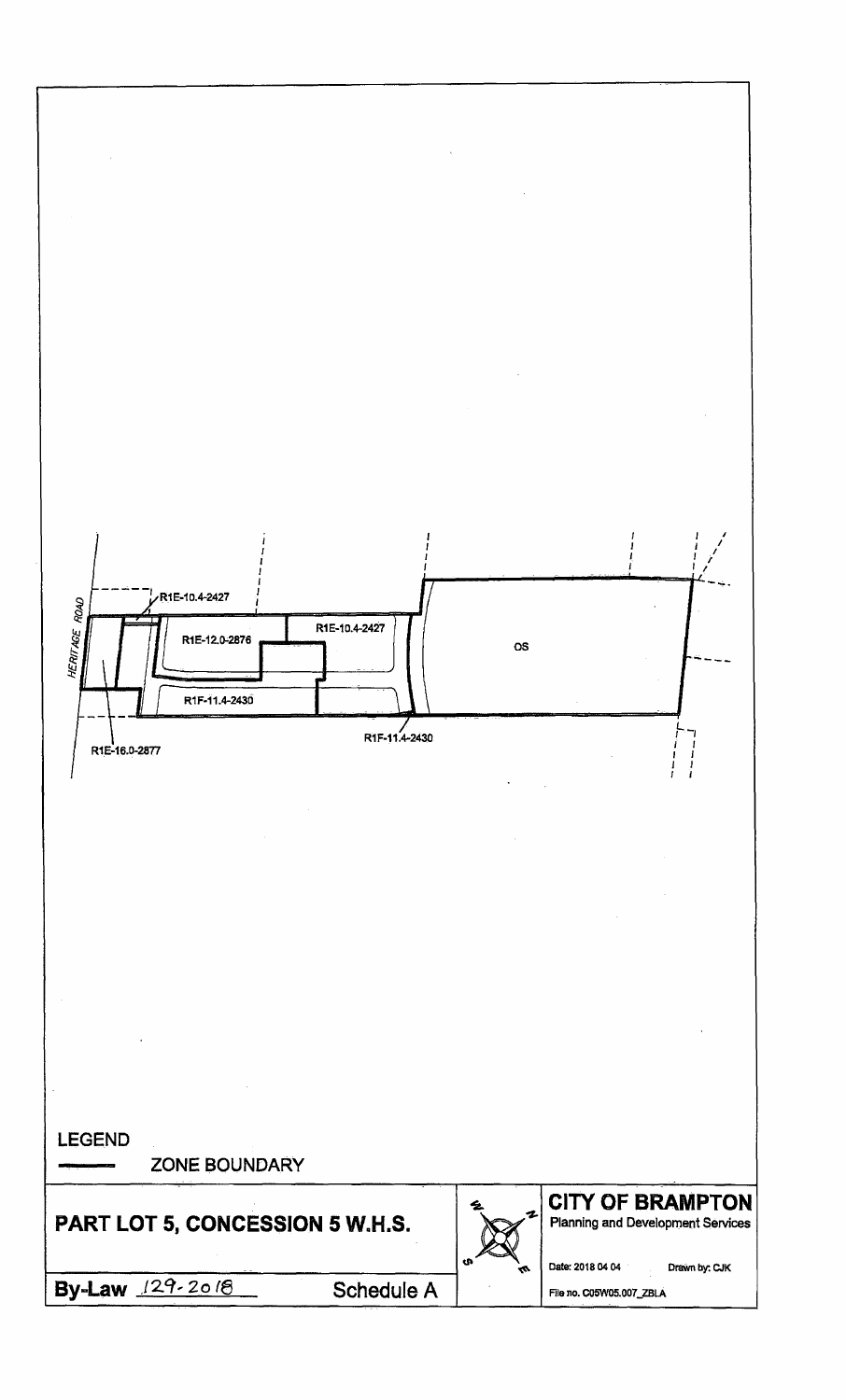HERITAGE ROAD

R1E-10.4-2427

R1E-12.0-2876

R1E-10.4-2427

OS

R1F-11.4-2430

R1F-11.4-2430

R1E-16.0-2877

LEGEND

ZONE BOUNDARY

**PART LOT 5, CONCESSION 5 W.H.S.**

**By-Law** 129-2018 Schedule A

**CITY OF BRAMPTON**

Planning and Development Services

Date: 2018 04 04 Drawn by: CJK

File no. C05W05.007_ZBLA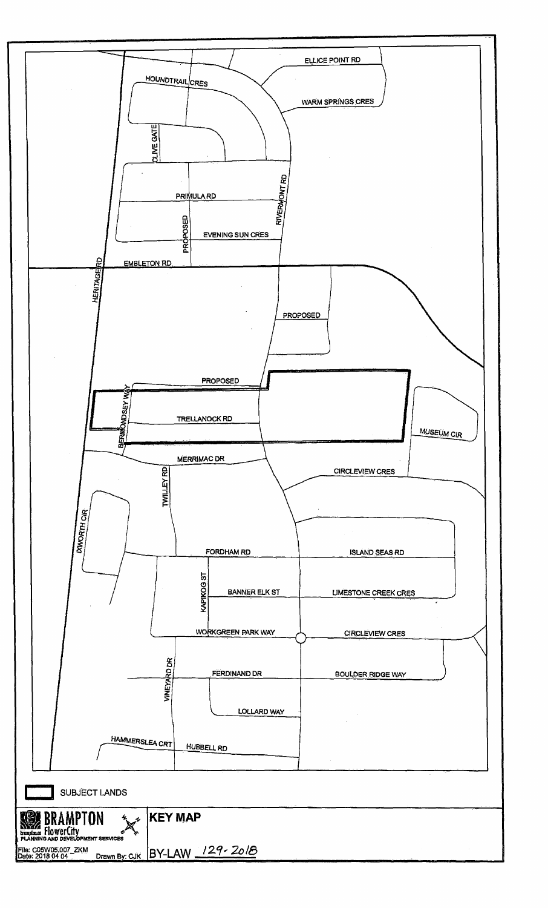ELLICE POINT RD

HOUNDTRAIL CRES

WARM SPRINGS CRES

OLIVE GATE

RIVERMONT RD

PRIMULA RD

PROPOSED

EVENING SUN CRES

EMBLETON RD

HERITAGE RD

PROPOSED

PROPOSED

BERMONDSEY WAY

TRELLANOCK RD

MUSEUM CIR

MERRIMAC DR

TWILLEY RD

CIRCLEVIEW CRES

IXWORTH CIR

FORDHAM RD

ISLAND SEAS RD

KAPIKOG ST

BANNER ELK ST

LIMESTONE CREEK CRES

WORKGREEN PARK WAY

CIRCLEVIEW CRES

VINEYARD DR

FERDINAND DR

BOULDER RIDGE WAY

LOLLARD WAY

HAMMERSLEA CRT

HUBBELL RD

SUBJECT LANDS

BRAMPTON FlowerCity
brampton.ca
PLANNING AND DEVELOPMENT SERVICES

File: C05W05.007_ZKM
Date: 2018 04 04

Drawn By: CJK

KEY MAP

BY-LAW 129-2018